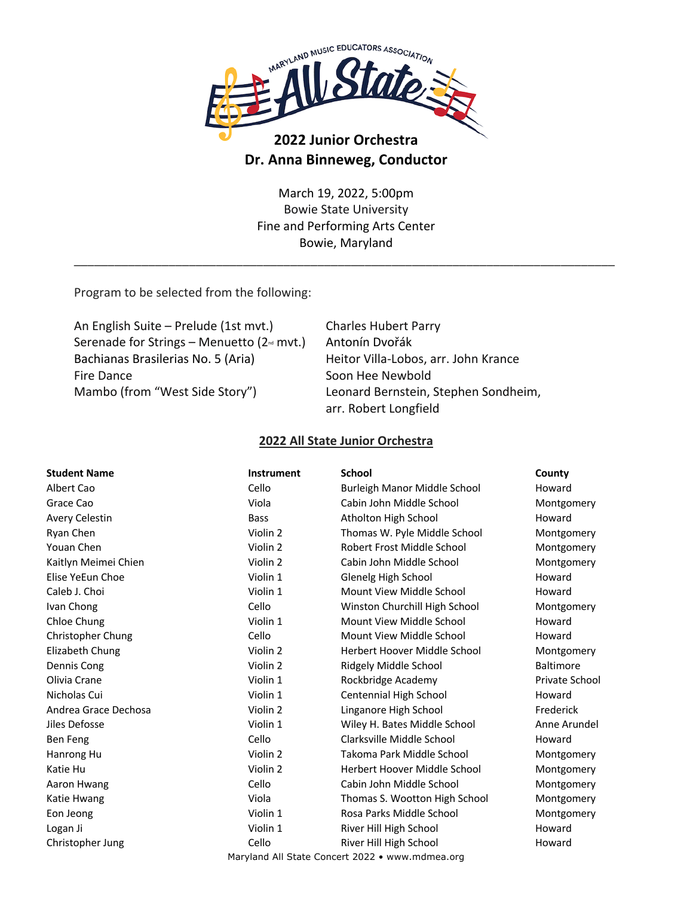Maryland Music Educators Association All State

# 2022 Junior Orchestra

## Dr. Anna Binneweg, Conductor

March 19, 2022, 5:00pm
Bowie State University
Fine and Performing Arts Center
Bowie, Maryland

---

Program to be selected from the following:

| | |
|---|---|
| An English Suite – Prelude (1st mvt.) | Charles Hubert Parry |
| Serenade for Strings – Menuetto (2nd mvt.) | Antonín Dvořák |
| Bachianas Brasilerias No. 5 (Aria) | Heitor Villa-Lobos, arr. John Krance |
| Fire Dance | Soon Hee Newbold |
| Mambo (from "West Side Story") | Leonard Bernstein, Stephen Sondheim, arr. Robert Longfield |

## 2022 All State Junior Orchestra

| Student Name | Instrument | School | County |
|---|---|---|---|
| Albert Cao | Cello | Burleigh Manor Middle School | Howard |
| Grace Cao | Viola | Cabin John Middle School | Montgomery |
| Avery Celestin | Bass | Atholton High School | Howard |
| Ryan Chen | Violin 2 | Thomas W. Pyle Middle School | Montgomery |
| Youan Chen | Violin 2 | Robert Frost Middle School | Montgomery |
| Kaitlyn Meimei Chien | Violin 2 | Cabin John Middle School | Montgomery |
| Elise YeEun Choe | Violin 1 | Glenelg High School | Howard |
| Caleb J. Choi | Violin 1 | Mount View Middle School | Howard |
| Ivan Chong | Cello | Winston Churchill High School | Montgomery |
| Chloe Chung | Violin 1 | Mount View Middle School | Howard |
| Christopher Chung | Cello | Mount View Middle School | Howard |
| Elizabeth Chung | Violin 2 | Herbert Hoover Middle School | Montgomery |
| Dennis Cong | Violin 2 | Ridgely Middle School | Baltimore |
| Olivia Crane | Violin 1 | Rockbridge Academy | Private School |
| Nicholas Cui | Violin 1 | Centennial High School | Howard |
| Andrea Grace Dechosa | Violin 2 | Linganore High School | Frederick |
| Jiles Defosse | Violin 1 | Wiley H. Bates Middle School | Anne Arundel |
| Ben Feng | Cello | Clarksville Middle School | Howard |
| Hanrong Hu | Violin 2 | Takoma Park Middle School | Montgomery |
| Katie Hu | Violin 2 | Herbert Hoover Middle School | Montgomery |
| Aaron Hwang | Cello | Cabin John Middle School | Montgomery |
| Katie Hwang | Viola | Thomas S. Wootton High School | Montgomery |
| Eon Jeong | Violin 1 | Rosa Parks Middle School | Montgomery |
| Logan Ji | Violin 1 | River Hill High School | Howard |
| Christopher Jung | Cello | River Hill High School | Howard |

Maryland All State Concert 2022 • www.mdmea.org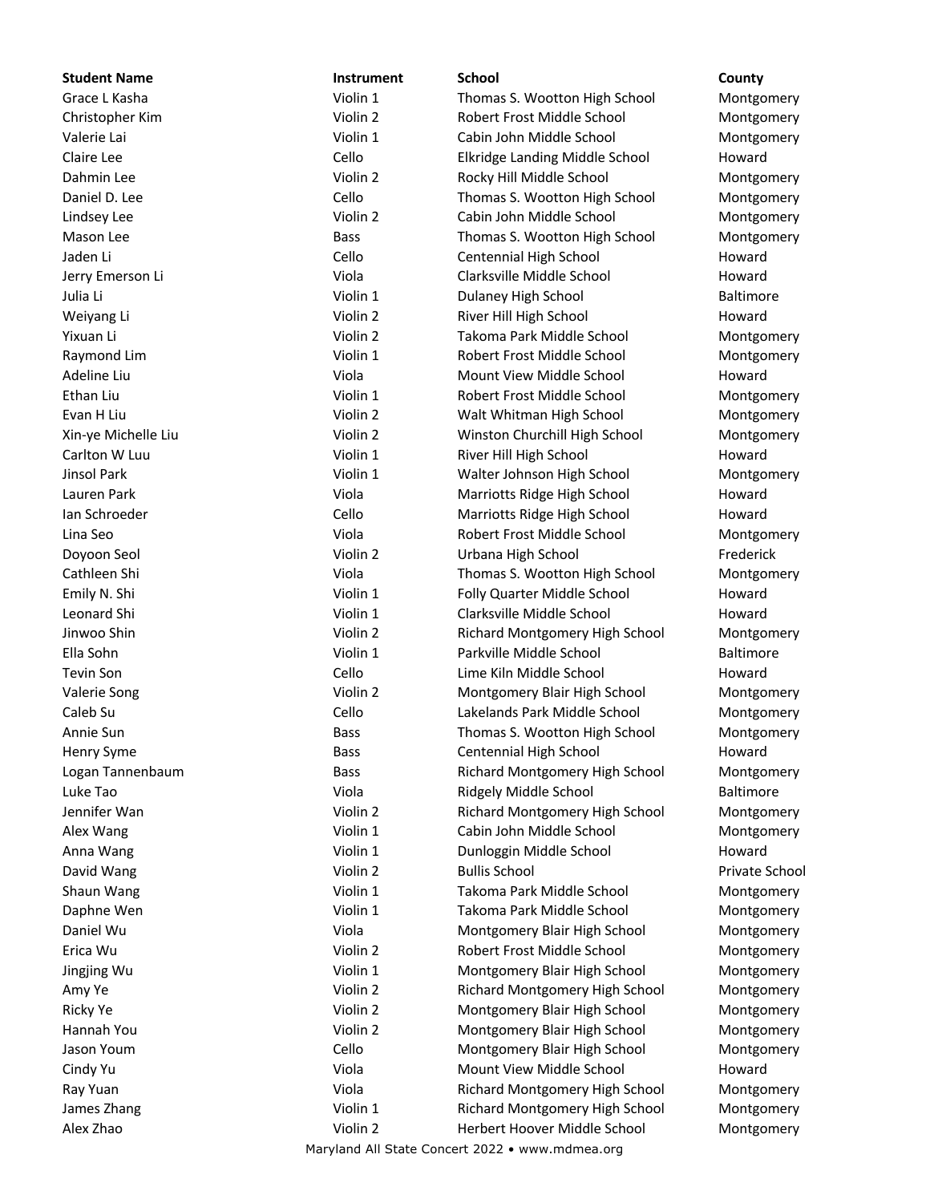| Student Name | Instrument | School | County |
|---|---|---|---|
| Grace L Kasha | Violin 1 | Thomas S. Wootton High School | Montgomery |
| Christopher Kim | Violin 2 | Robert Frost Middle School | Montgomery |
| Valerie Lai | Violin 1 | Cabin John Middle School | Montgomery |
| Claire Lee | Cello | Elkridge Landing Middle School | Howard |
| Dahmin Lee | Violin 2 | Rocky Hill Middle School | Montgomery |
| Daniel D. Lee | Cello | Thomas S. Wootton High School | Montgomery |
| Lindsey Lee | Violin 2 | Cabin John Middle School | Montgomery |
| Mason Lee | Bass | Thomas S. Wootton High School | Montgomery |
| Jaden Li | Cello | Centennial High School | Howard |
| Jerry Emerson Li | Viola | Clarksville Middle School | Howard |
| Julia Li | Violin 1 | Dulaney High School | Baltimore |
| Weiyang Li | Violin 2 | River Hill High School | Howard |
| Yixuan Li | Violin 2 | Takoma Park Middle School | Montgomery |
| Raymond Lim | Violin 1 | Robert Frost Middle School | Montgomery |
| Adeline Liu | Viola | Mount View Middle School | Howard |
| Ethan Liu | Violin 1 | Robert Frost Middle School | Montgomery |
| Evan H Liu | Violin 2 | Walt Whitman High School | Montgomery |
| Xin-ye Michelle Liu | Violin 2 | Winston Churchill High School | Montgomery |
| Carlton W Luu | Violin 1 | River Hill High School | Howard |
| Jinsol Park | Violin 1 | Walter Johnson High School | Montgomery |
| Lauren Park | Viola | Marriotts Ridge High School | Howard |
| Ian Schroeder | Cello | Marriotts Ridge High School | Howard |
| Lina Seo | Viola | Robert Frost Middle School | Montgomery |
| Doyoon Seol | Violin 2 | Urbana High School | Frederick |
| Cathleen Shi | Viola | Thomas S. Wootton High School | Montgomery |
| Emily N. Shi | Violin 1 | Folly Quarter Middle School | Howard |
| Leonard Shi | Violin 1 | Clarksville Middle School | Howard |
| Jinwoo Shin | Violin 2 | Richard Montgomery High School | Montgomery |
| Ella Sohn | Violin 1 | Parkville Middle School | Baltimore |
| Tevin Son | Cello | Lime Kiln Middle School | Howard |
| Valerie Song | Violin 2 | Montgomery Blair High School | Montgomery |
| Caleb Su | Cello | Lakelands Park Middle School | Montgomery |
| Annie Sun | Bass | Thomas S. Wootton High School | Montgomery |
| Henry Syme | Bass | Centennial High School | Howard |
| Logan Tannenbaum | Bass | Richard Montgomery High School | Montgomery |
| Luke Tao | Viola | Ridgely Middle School | Baltimore |
| Jennifer Wan | Violin 2 | Richard Montgomery High School | Montgomery |
| Alex Wang | Violin 1 | Cabin John Middle School | Montgomery |
| Anna Wang | Violin 1 | Dunloggin Middle School | Howard |
| David Wang | Violin 2 | Bullis School | Private School |
| Shaun Wang | Violin 1 | Takoma Park Middle School | Montgomery |
| Daphne Wen | Violin 1 | Takoma Park Middle School | Montgomery |
| Daniel Wu | Viola | Montgomery Blair High School | Montgomery |
| Erica Wu | Violin 2 | Robert Frost Middle School | Montgomery |
| Jingjing Wu | Violin 1 | Montgomery Blair High School | Montgomery |
| Amy Ye | Violin 2 | Richard Montgomery High School | Montgomery |
| Ricky Ye | Violin 2 | Montgomery Blair High School | Montgomery |
| Hannah You | Violin 2 | Montgomery Blair High School | Montgomery |
| Jason Youm | Cello | Montgomery Blair High School | Montgomery |
| Cindy Yu | Viola | Mount View Middle School | Howard |
| Ray Yuan | Viola | Richard Montgomery High School | Montgomery |
| James Zhang | Violin 1 | Richard Montgomery High School | Montgomery |
| Alex Zhao | Violin 2 | Herbert Hoover Middle School | Montgomery |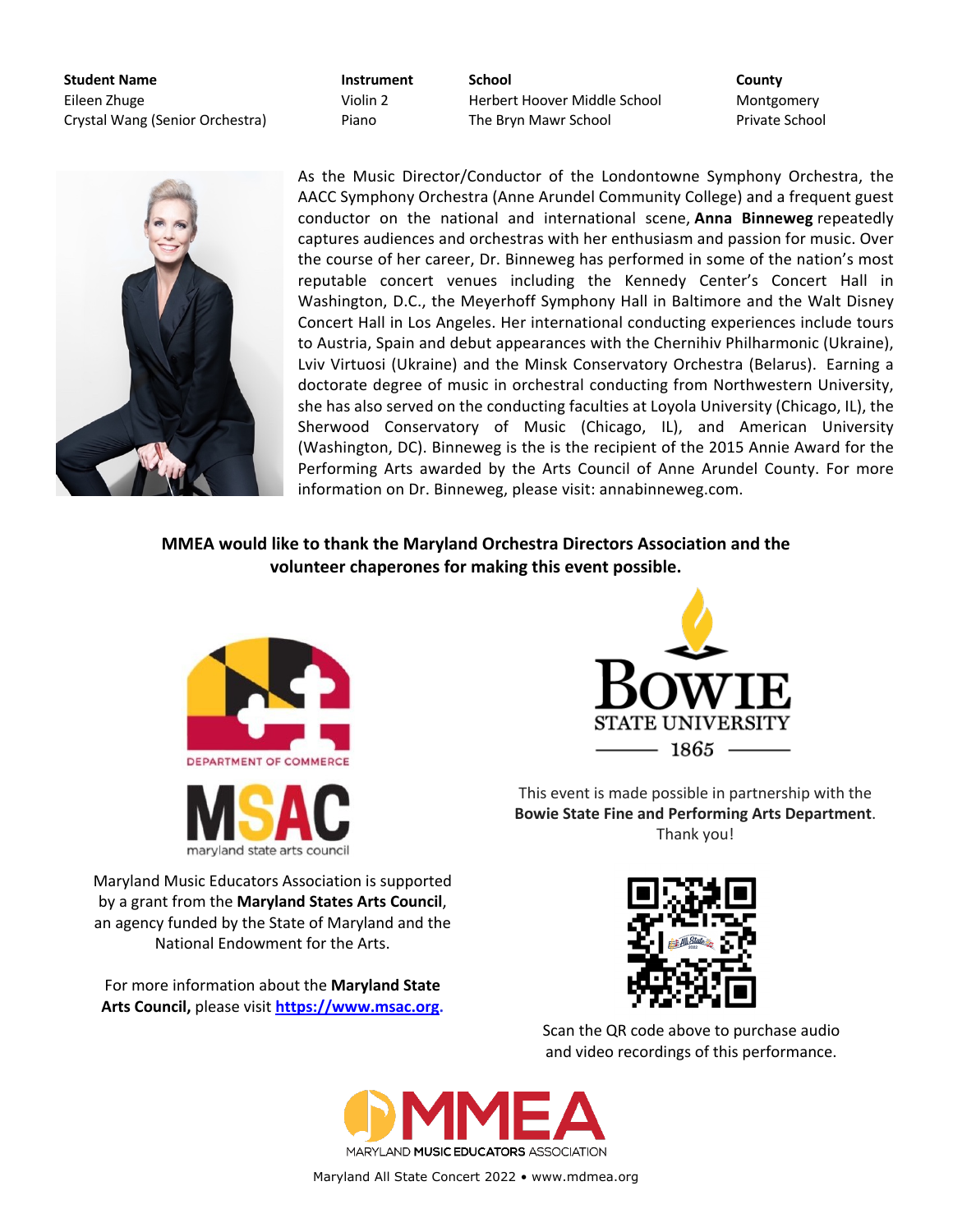| Student Name | Instrument | School | County |
|---|---|---|---|
| Eileen Zhuge | Violin 2 | Herbert Hoover Middle School | Montgomery |
| Crystal Wang (Senior Orchestra) | Piano | The Bryn Mawr School | Private School |

As the Music Director/Conductor of the Londontowne Symphony Orchestra, the AACC Symphony Orchestra (Anne Arundel Community College) and a frequent guest conductor on the national and international scene, **Anna Binneweg** repeatedly captures audiences and orchestras with her enthusiasm and passion for music. Over the course of her career, Dr. Binneweg has performed in some of the nation's most reputable concert venues including the Kennedy Center's Concert Hall in Washington, D.C., the Meyerhoff Symphony Hall in Baltimore and the Walt Disney Concert Hall in Los Angeles. Her international conducting experiences include tours to Austria, Spain and debut appearances with the Chernihiv Philharmonic (Ukraine), Lviv Virtuosi (Ukraine) and the Minsk Conservatory Orchestra (Belarus). Earning a doctorate degree of music in orchestral conducting from Northwestern University, she has also served on the conducting faculties at Loyola University (Chicago, IL), the Sherwood Conservatory of Music (Chicago, IL), and American University (Washington, DC). Binneweg is the is the recipient of the 2015 Annie Award for the Performing Arts awarded by the Arts Council of Anne Arundel County. For more information on Dr. Binneweg, please visit: annabinneweg.com.

**MMEA would like to thank the Maryland Orchestra Directors Association and the volunteer chaperones for making this event possible.**

DEPARTMENT OF COMMERCE

MSAC
maryland state arts council

Maryland Music Educators Association is supported by a grant from the **Maryland States Arts Council**, an agency funded by the State of Maryland and the National Endowment for the Arts.

For more information about the **Maryland State Arts Council,** please visit **https://www.msac.org**.

BOWIE STATE UNIVERSITY 1865

This event is made possible in partnership with the **Bowie State Fine and Performing Arts Department**. Thank you!

Scan the QR code above to purchase audio and video recordings of this performance.

MMEA
MARYLAND MUSIC EDUCATORS ASSOCIATION

Maryland All State Concert 2022 • www.mdmea.org